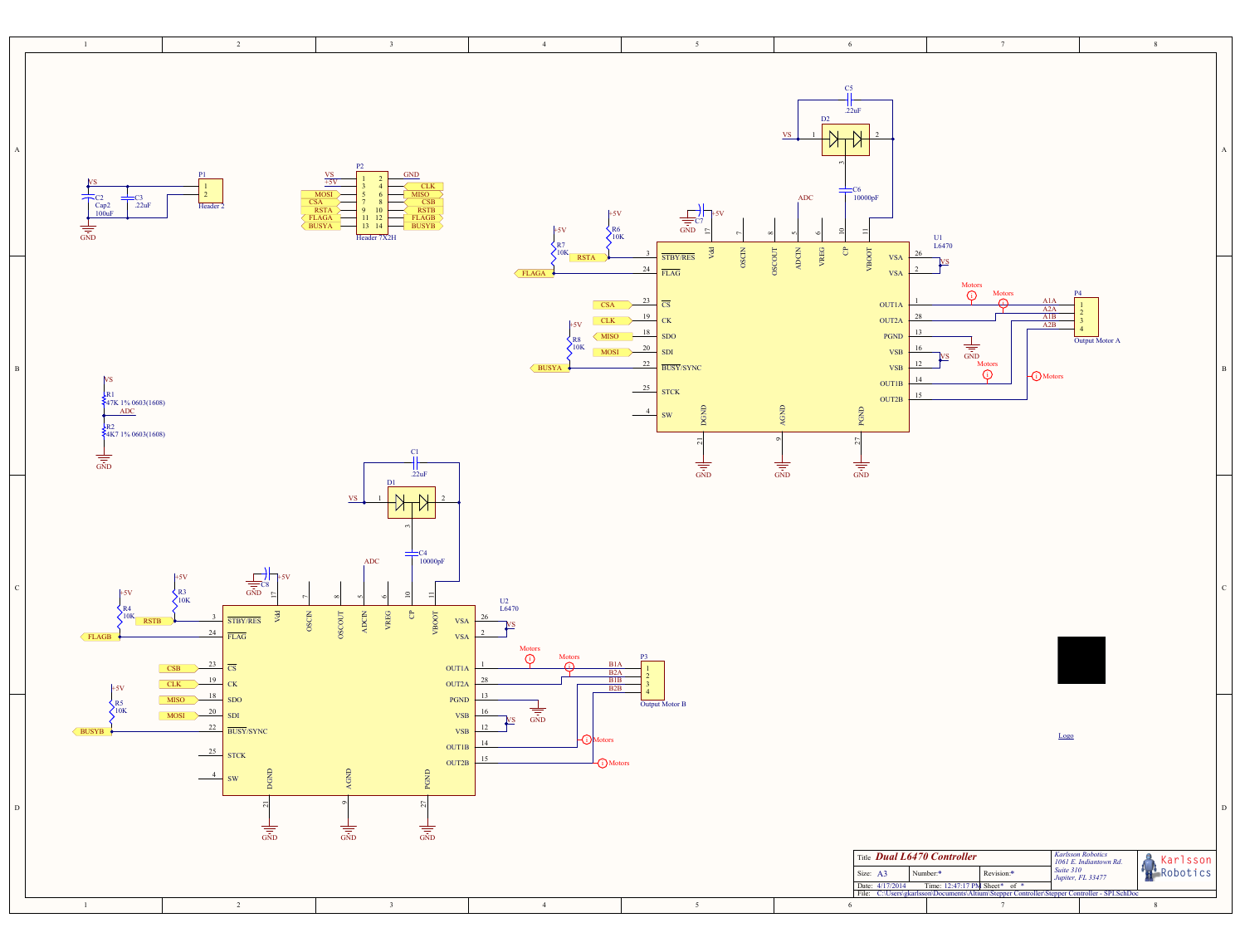**Title:** Dual L6470 Controller

| Size: A3 | Number:* | Revision:* |
|---|---|---|
| Date: 4/17/2014 | Time: 12:47:17 PM | Sheet* of * |

File: C:\Users\gkarlsson\Documents\Altium\Stepper Controller\Stepper Controller - SPI.SchDoc

*Karlsson Robotics*
*1061 E. Indiantown Rd.*
*Suite 310*
*Jupiter, FL 33477*

Karlsson Robotics

Logo

**P2 — Header 7X2H**

| Signal | Pin | Pin | Signal |
|---|---|---|---|
| VS | 1 | 2 | GND |
| +5V | 3 | 4 | CLK |
| MOSI | 5 | 6 | MISO |
| CSA | 7 | 8 | CSB |
| RSTA | 9 | 10 | RSTB |
| FLAGA | 11 | 12 | FLAGB |
| BUSYA | 13 | 14 | BUSYB |

**P1 — Header 2:** VS, C2 Cap2 100uF, C3 .22uF, GND

**R1** 47K 1% 0603(1608), **R2** 4K7 1% 0603(1608), ADC, VS, GND

**U1 — L6470** (Output Motor A, P4): A1A, A2A, A1B, A2B; D2, C5 .22uF, C6 10000pF, C7, R6 10K, R7 10K, R8 10K

**U2 — L6470** (Output Motor B, P3): B1A, B2A, B1B, B2B; D1, C1 .22uF, C4 10000pF, C8, R3 10K, R4 10K, R5 10K

L6470 pins: 3 STBY/RES, 24 FLAG, 23 CS, 19 CK, 18 SDO, 20 SDI, 22 BUSY/SYNC, 25 STCK, 4 SW, 17 Vdd, 7 OSCIN, 8 OSCOUT, 5 ADCIN, 6 VREG, 10 CP, 11 VBOOT, 26 VSA, 2 VSA, 1 OUT1A, 28 OUT2A, 13 PGND, 16 VSB, 12 VSB, 14 OUT1B, 15 OUT2B, 21 DGND, 9 AGND, 27 PGND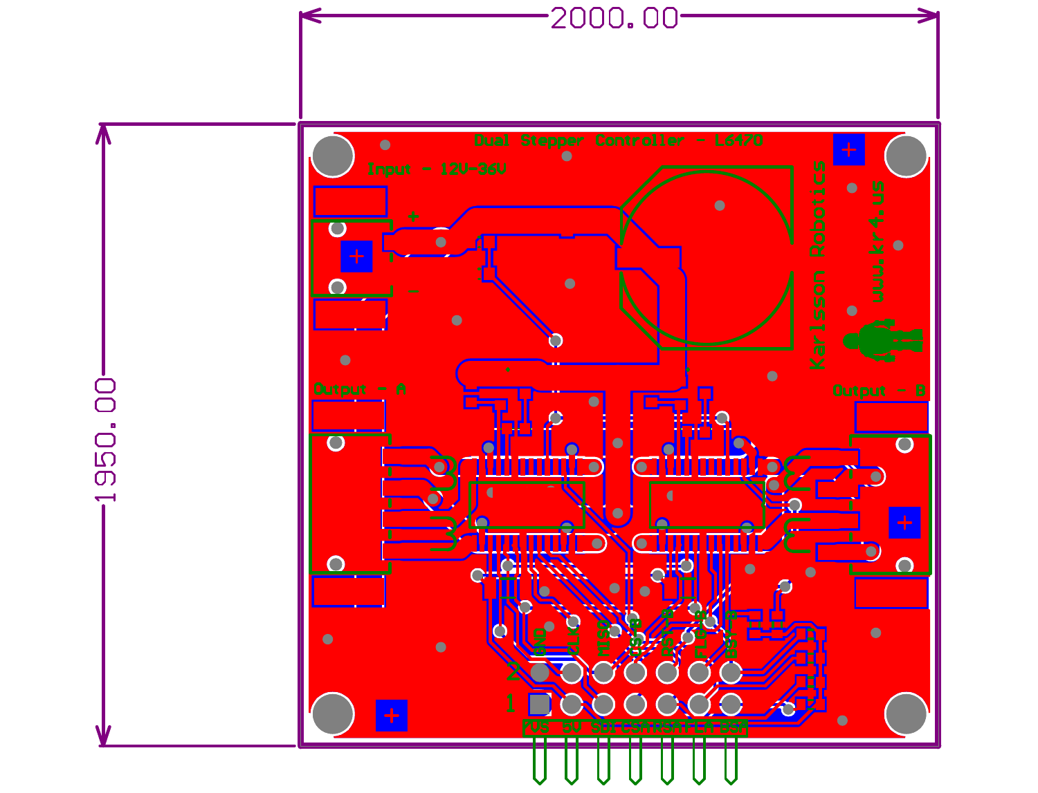2000.00

1950.00

Dual Stepper Controller - L6470

Input - 12V-36V

+

-

Karlsson Robotics

www.kr4.us

Output - A

Output - B

GND CLK MISO CS-B RST-B FLG-B BSY-B

2

1

VUS 5V SDI CS-A RST-A FLG-A BSY-A